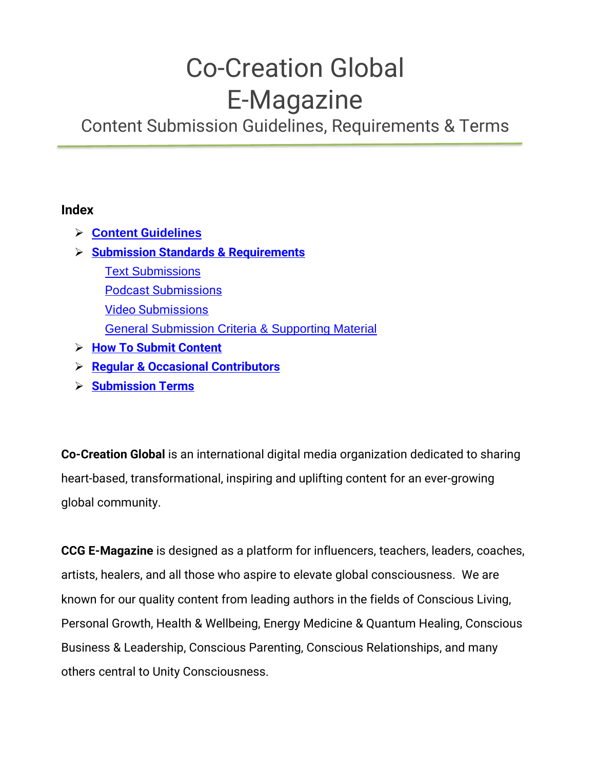# Co-Creation Global
# E-Magazine

## Content Submission Guidelines, Requirements & Terms

---

**Index**

- **Content Guidelines**
- **Submission Standards & Requirements**
  - Text Submissions
  - Podcast Submissions
  - Video Submissions
  - General Submission Criteria & Supporting Material
- **How To Submit Content**
- **Regular & Occasional Contributors**
- **Submission Terms**

**Co-Creation Global** is an international digital media organization dedicated to sharing heart-based, transformational, inspiring and uplifting content for an ever-growing global community.

**CCG E-Magazine** is designed as a platform for influencers, teachers, leaders, coaches, artists, healers, and all those who aspire to elevate global consciousness. We are known for our quality content from leading authors in the fields of Conscious Living, Personal Growth, Health & Wellbeing, Energy Medicine & Quantum Healing, Conscious Business & Leadership, Conscious Parenting, Conscious Relationships, and many others central to Unity Consciousness.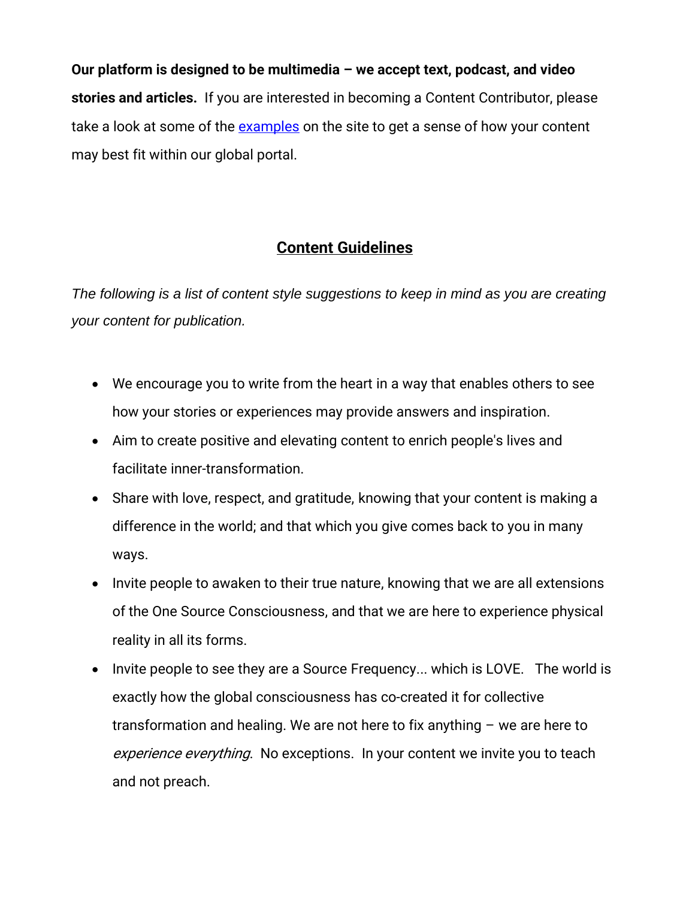**Our platform is designed to be multimedia – we accept text, podcast, and video stories and articles.** If you are interested in becoming a Content Contributor, please take a look at some of the examples on the site to get a sense of how your content may best fit within our global portal.

## Content Guidelines

*The following is a list of content style suggestions to keep in mind as you are creating your content for publication.*

- We encourage you to write from the heart in a way that enables others to see how your stories or experiences may provide answers and inspiration.
- Aim to create positive and elevating content to enrich people's lives and facilitate inner-transformation.
- Share with love, respect, and gratitude, knowing that your content is making a difference in the world; and that which you give comes back to you in many ways.
- Invite people to awaken to their true nature, knowing that we are all extensions of the One Source Consciousness, and that we are here to experience physical reality in all its forms.
- Invite people to see they are a Source Frequency... which is LOVE. The world is exactly how the global consciousness has co-created it for collective transformation and healing. We are not here to fix anything – we are here to *experience everything*. No exceptions. In your content we invite you to teach and not preach.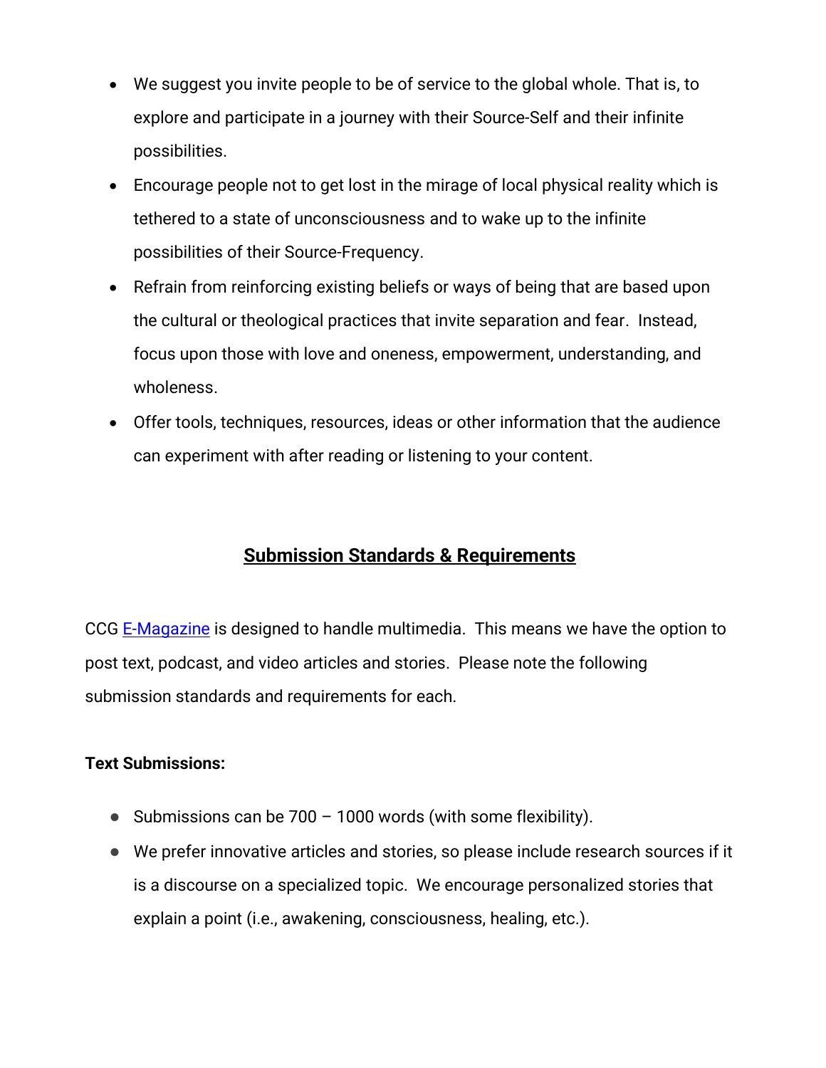- We suggest you invite people to be of service to the global whole. That is, to explore and participate in a journey with their Source-Self and their infinite possibilities.
- Encourage people not to get lost in the mirage of local physical reality which is tethered to a state of unconsciousness and to wake up to the infinite possibilities of their Source-Frequency.
- Refrain from reinforcing existing beliefs or ways of being that are based upon the cultural or theological practices that invite separation and fear. Instead, focus upon those with love and oneness, empowerment, understanding, and wholeness.
- Offer tools, techniques, resources, ideas or other information that the audience can experiment with after reading or listening to your content.

## Submission Standards & Requirements

CCG E-Magazine is designed to handle multimedia. This means we have the option to post text, podcast, and video articles and stories. Please note the following submission standards and requirements for each.

**Text Submissions:**

- Submissions can be 700 – 1000 words (with some flexibility).
- We prefer innovative articles and stories, so please include research sources if it is a discourse on a specialized topic. We encourage personalized stories that explain a point (i.e., awakening, consciousness, healing, etc.).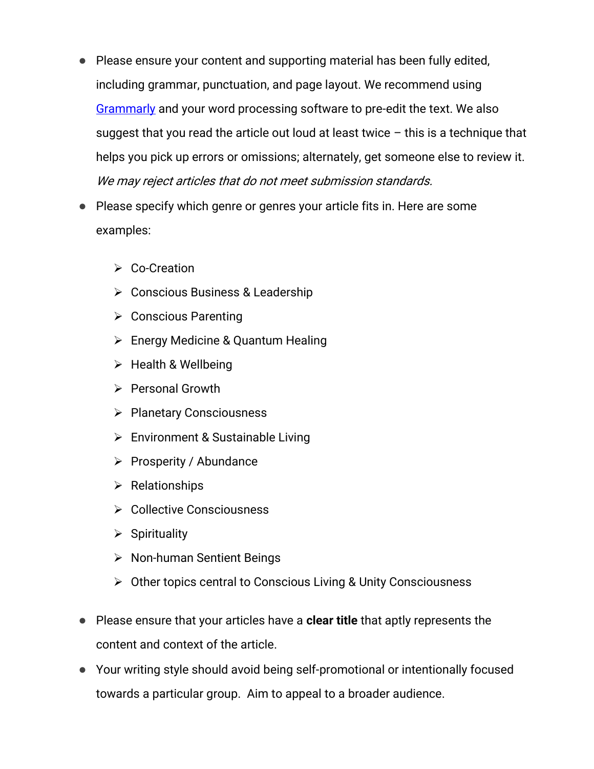- Please ensure your content and supporting material has been fully edited, including grammar, punctuation, and page layout. We recommend using [Grammarly]() and your word processing software to pre-edit the text. We also suggest that you read the article out loud at least twice – this is a technique that helps you pick up errors or omissions; alternately, get someone else to review it. *We may reject articles that do not meet submission standards.*
- Please specify which genre or genres your article fits in. Here are some examples:
  - Co-Creation
  - Conscious Business & Leadership
  - Conscious Parenting
  - Energy Medicine & Quantum Healing
  - Health & Wellbeing
  - Personal Growth
  - Planetary Consciousness
  - Environment & Sustainable Living
  - Prosperity / Abundance
  - Relationships
  - Collective Consciousness
  - Spirituality
  - Non-human Sentient Beings
  - Other topics central to Conscious Living & Unity Consciousness
- Please ensure that your articles have a **clear title** that aptly represents the content and context of the article.
- Your writing style should avoid being self-promotional or intentionally focused towards a particular group. Aim to appeal to a broader audience.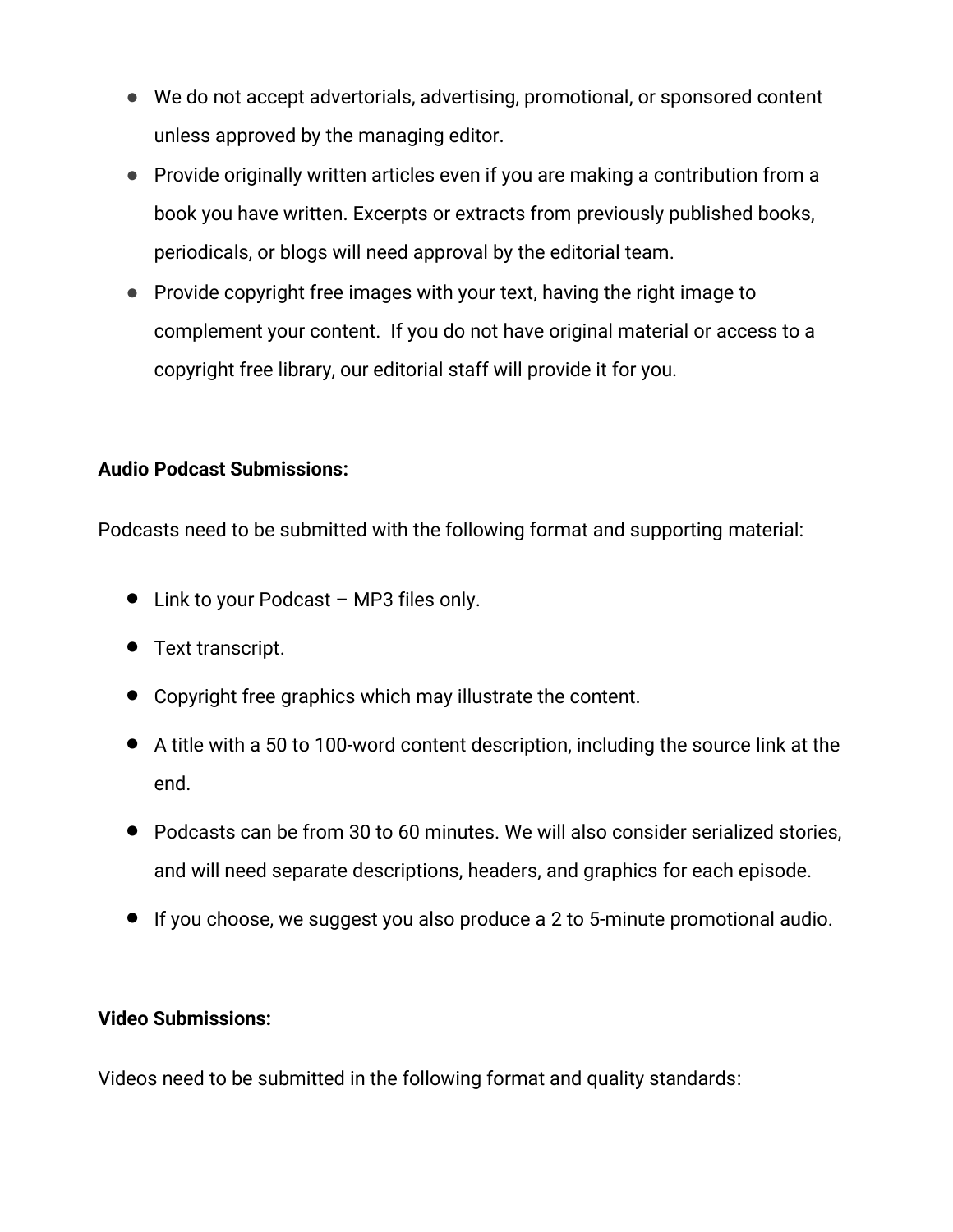- We do not accept advertorials, advertising, promotional, or sponsored content unless approved by the managing editor.
- Provide originally written articles even if you are making a contribution from a book you have written. Excerpts or extracts from previously published books, periodicals, or blogs will need approval by the editorial team.
- Provide copyright free images with your text, having the right image to complement your content.  If you do not have original material or access to a copyright free library, our editorial staff will provide it for you.

**Audio Podcast Submissions:**

Podcasts need to be submitted with the following format and supporting material:

- Link to your Podcast – MP3 files only.
- Text transcript.
- Copyright free graphics which may illustrate the content.
- A title with a 50 to 100-word content description, including the source link at the end.
- Podcasts can be from 30 to 60 minutes. We will also consider serialized stories, and will need separate descriptions, headers, and graphics for each episode.
- If you choose, we suggest you also produce a 2 to 5-minute promotional audio.

**Video Submissions:**

Videos need to be submitted in the following format and quality standards: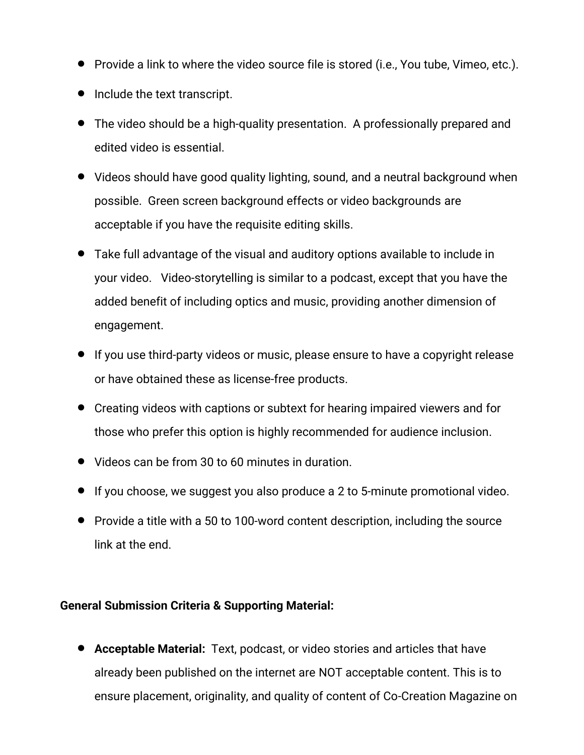- Provide a link to where the video source file is stored (i.e., You tube, Vimeo, etc.).
- Include the text transcript.
- The video should be a high-quality presentation. A professionally prepared and edited video is essential.
- Videos should have good quality lighting, sound, and a neutral background when possible. Green screen background effects or video backgrounds are acceptable if you have the requisite editing skills.
- Take full advantage of the visual and auditory options available to include in your video. Video-storytelling is similar to a podcast, except that you have the added benefit of including optics and music, providing another dimension of engagement.
- If you use third-party videos or music, please ensure to have a copyright release or have obtained these as license-free products.
- Creating videos with captions or subtext for hearing impaired viewers and for those who prefer this option is highly recommended for audience inclusion.
- Videos can be from 30 to 60 minutes in duration.
- If you choose, we suggest you also produce a 2 to 5-minute promotional video.
- Provide a title with a 50 to 100-word content description, including the source link at the end.

**General Submission Criteria & Supporting Material:**

- **Acceptable Material:** Text, podcast, or video stories and articles that have already been published on the internet are NOT acceptable content. This is to ensure placement, originality, and quality of content of Co-Creation Magazine on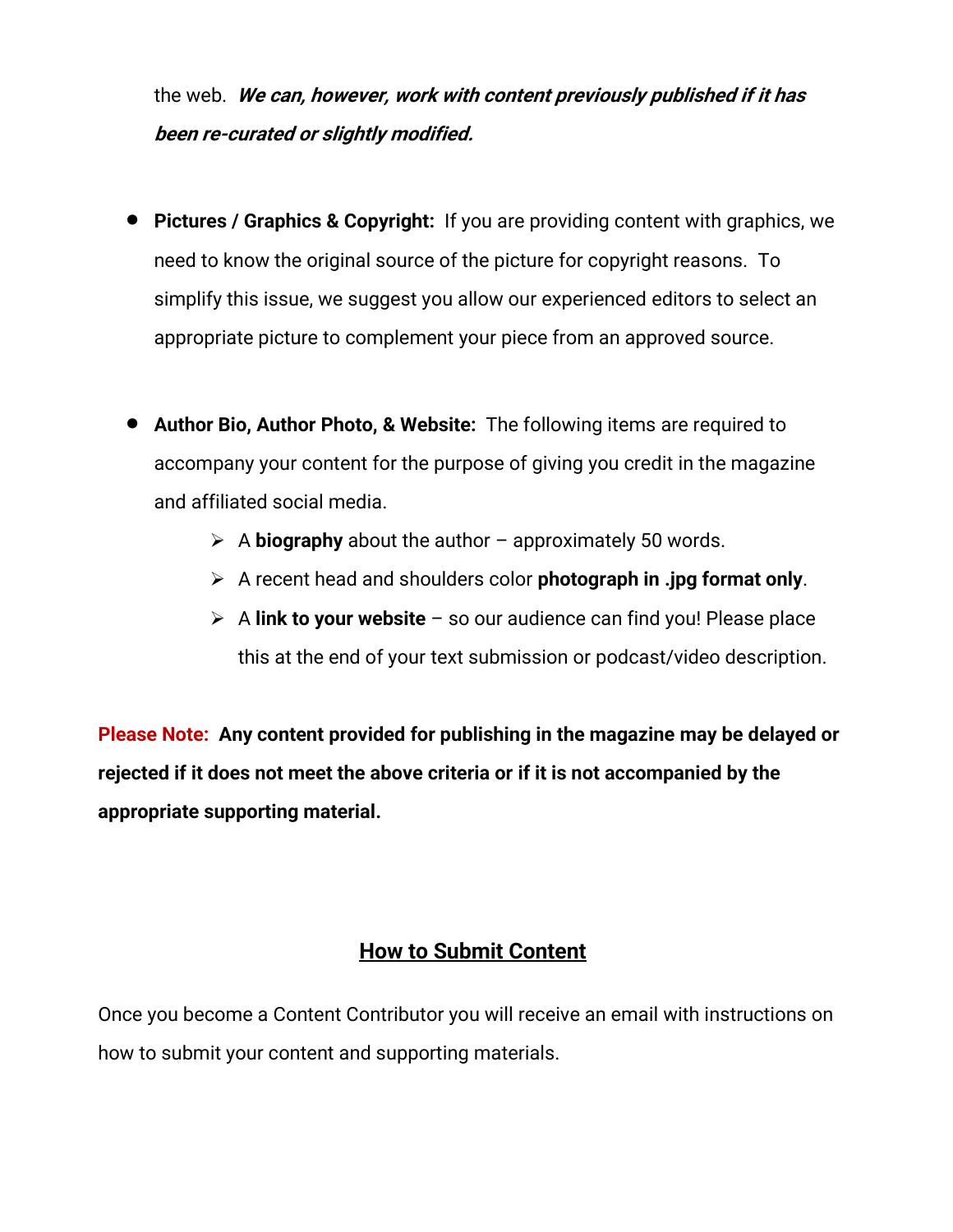the web. ***We can, however, work with content previously published if it has been re-curated or slightly modified.***

- **Pictures / Graphics & Copyright:** If you are providing content with graphics, we need to know the original source of the picture for copyright reasons. To simplify this issue, we suggest you allow our experienced editors to select an appropriate picture to complement your piece from an approved source.

- **Author Bio, Author Photo, & Website:** The following items are required to accompany your content for the purpose of giving you credit in the magazine and affiliated social media.
  - A **biography** about the author – approximately 50 words.
  - A recent head and shoulders color **photograph in .jpg format only**.
  - A **link to your website** – so our audience can find you! Please place this at the end of your text submission or podcast/video description.

**Please Note: Any content provided for publishing in the magazine may be delayed or rejected if it does not meet the above criteria or if it is not accompanied by the appropriate supporting material.**

## How to Submit Content

Once you become a Content Contributor you will receive an email with instructions on how to submit your content and supporting materials.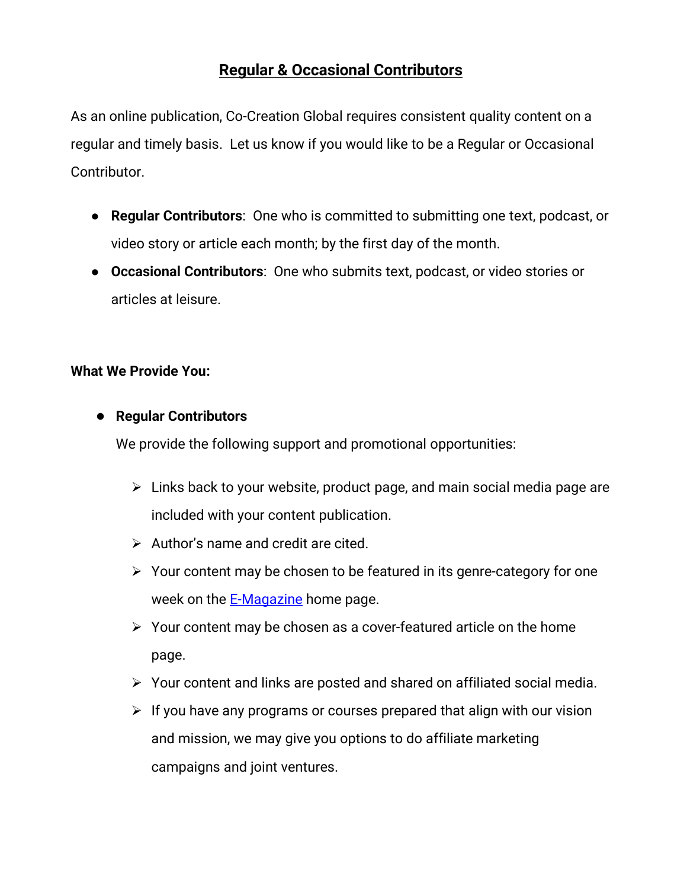## Regular & Occasional Contributors

As an online publication, Co-Creation Global requires consistent quality content on a regular and timely basis. Let us know if you would like to be a Regular or Occasional Contributor.

- **Regular Contributors**: One who is committed to submitting one text, podcast, or video story or article each month; by the first day of the month.
- **Occasional Contributors**: One who submits text, podcast, or video stories or articles at leisure.

**What We Provide You:**

- **Regular Contributors**

  We provide the following support and promotional opportunities:

  - Links back to your website, product page, and main social media page are included with your content publication.
  - Author's name and credit are cited.
  - Your content may be chosen to be featured in its genre-category for one week on the E-Magazine home page.
  - Your content may be chosen as a cover-featured article on the home page.
  - Your content and links are posted and shared on affiliated social media.
  - If you have any programs or courses prepared that align with our vision and mission, we may give you options to do affiliate marketing campaigns and joint ventures.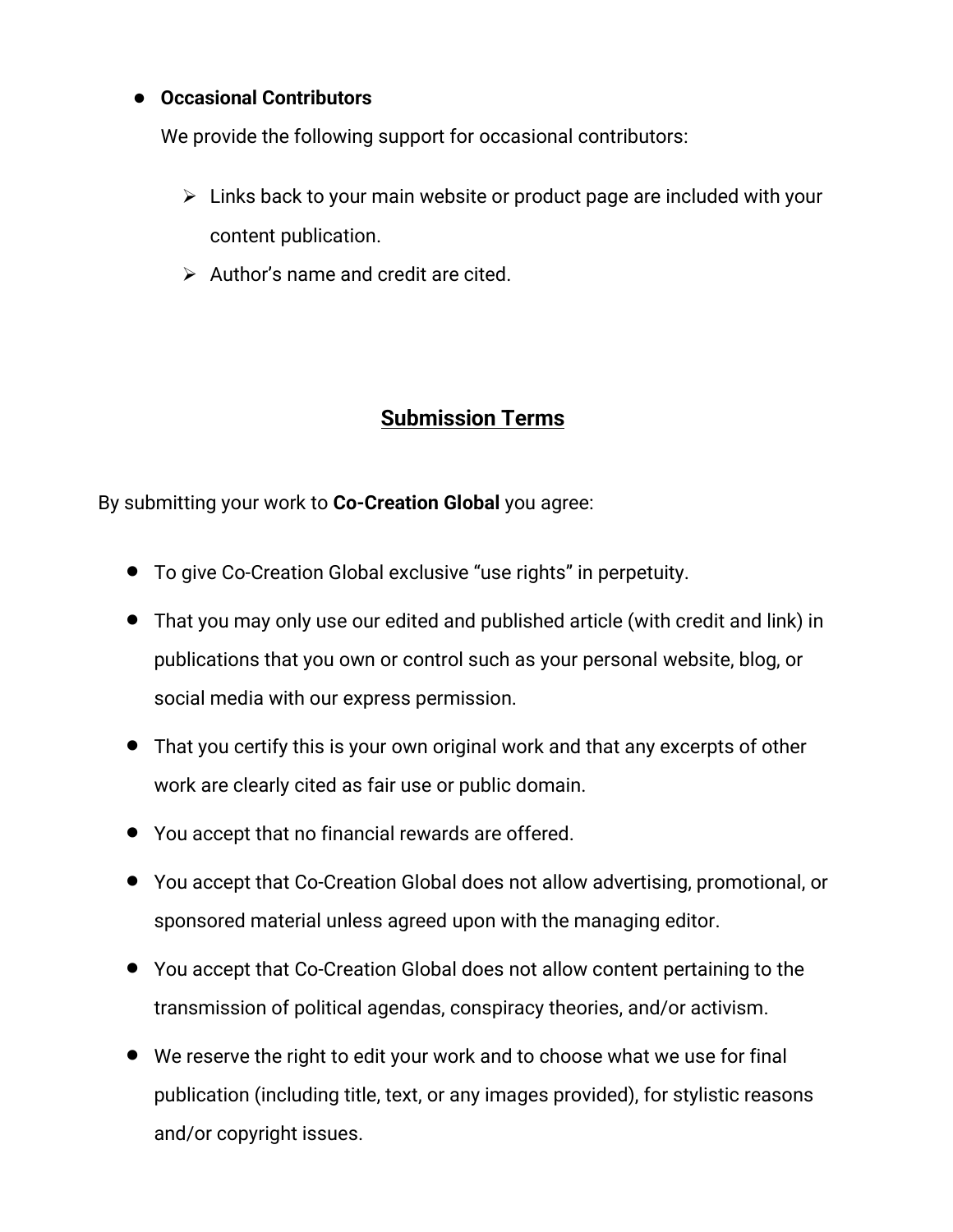- **Occasional Contributors**

  We provide the following support for occasional contributors:

  - Links back to your main website or product page are included with your content publication.
  - Author's name and credit are cited.

## Submission Terms

By submitting your work to **Co-Creation Global** you agree:

- To give Co-Creation Global exclusive "use rights" in perpetuity.
- That you may only use our edited and published article (with credit and link) in publications that you own or control such as your personal website, blog, or social media with our express permission.
- That you certify this is your own original work and that any excerpts of other work are clearly cited as fair use or public domain.
- You accept that no financial rewards are offered.
- You accept that Co-Creation Global does not allow advertising, promotional, or sponsored material unless agreed upon with the managing editor.
- You accept that Co-Creation Global does not allow content pertaining to the transmission of political agendas, conspiracy theories, and/or activism.
- We reserve the right to edit your work and to choose what we use for final publication (including title, text, or any images provided), for stylistic reasons and/or copyright issues.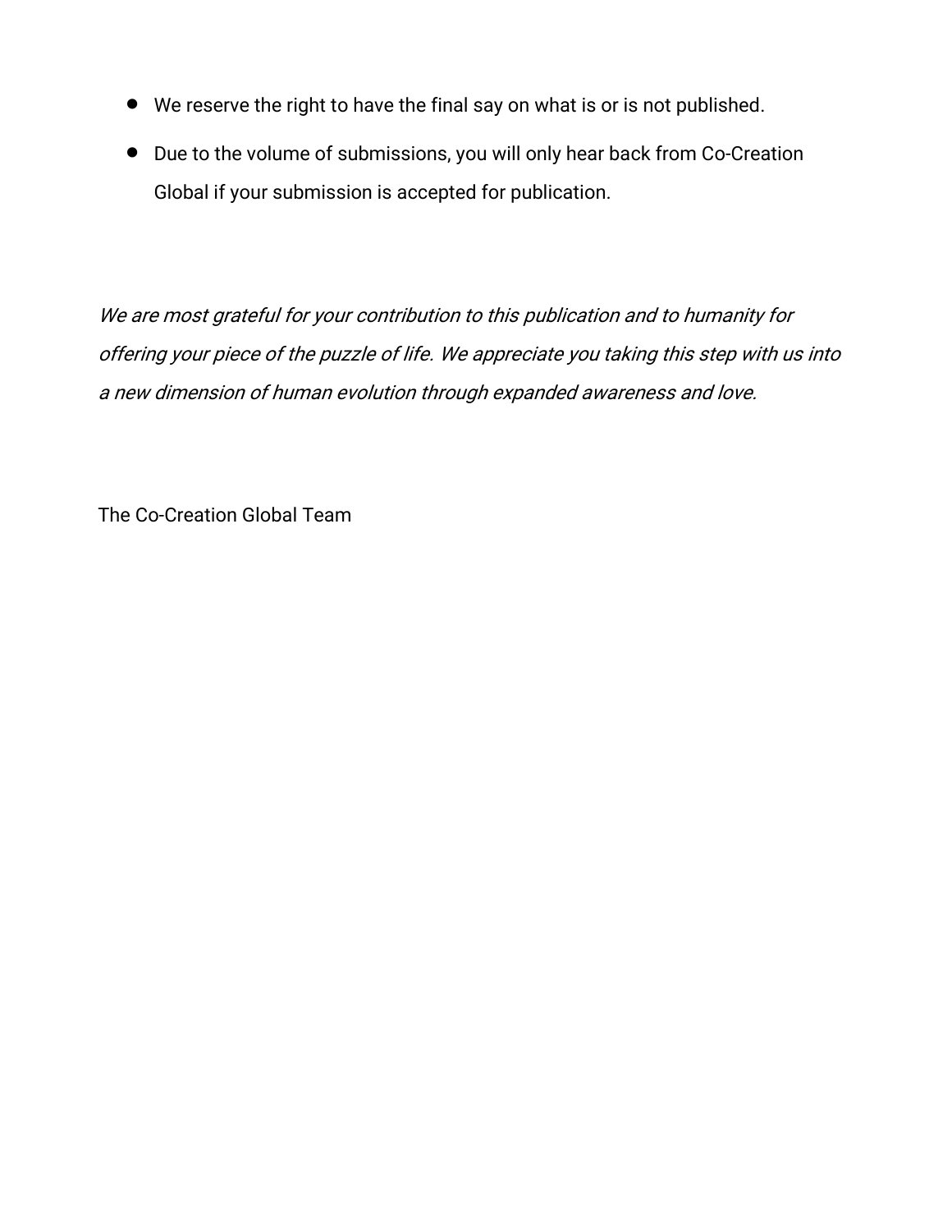- We reserve the right to have the final say on what is or is not published.
- Due to the volume of submissions, you will only hear back from Co-Creation Global if your submission is accepted for publication.

*We are most grateful for your contribution to this publication and to humanity for offering your piece of the puzzle of life. We appreciate you taking this step with us into a new dimension of human evolution through expanded awareness and love.*

The Co-Creation Global Team